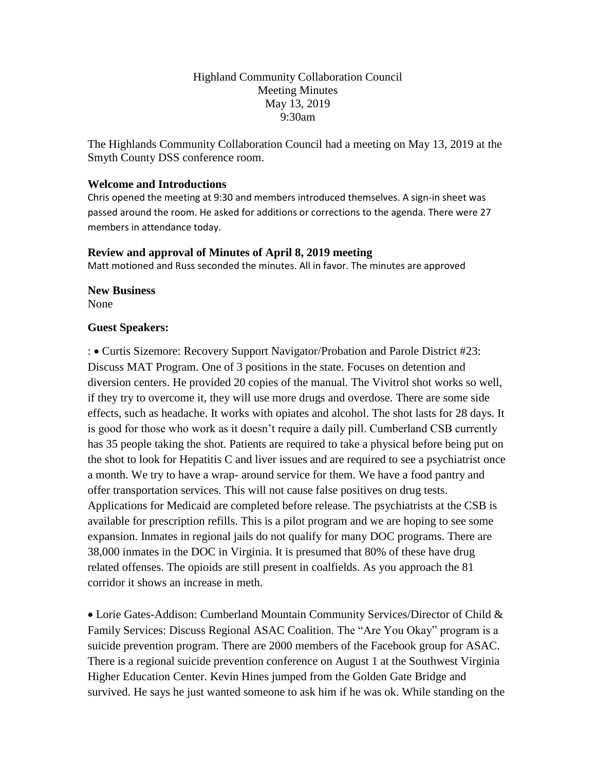Highland Community Collaboration Council
Meeting Minutes
May 13, 2019
9:30am

The Highlands Community Collaboration Council had a meeting on May 13, 2019 at the Smyth County DSS conference room.

**Welcome and Introductions**

Chris opened the meeting at 9:30 and members introduced themselves. A sign-in sheet was passed around the room. He asked for additions or corrections to the agenda. There were 27 members in attendance today.

**Review and approval of Minutes of April 8, 2019 meeting**

Matt motioned and Russ seconded the minutes. All in favor. The minutes are approved

**New Business**

None

**Guest Speakers:**

: • Curtis Sizemore: Recovery Support Navigator/Probation and Parole District #23: Discuss MAT Program. One of 3 positions in the state. Focuses on detention and diversion centers. He provided 20 copies of the manual. The Vivitrol shot works so well, if they try to overcome it, they will use more drugs and overdose. There are some side effects, such as headache. It works with opiates and alcohol. The shot lasts for 28 days. It is good for those who work as it doesn't require a daily pill. Cumberland CSB currently has 35 people taking the shot. Patients are required to take a physical before being put on the shot to look for Hepatitis C and liver issues and are required to see a psychiatrist once a month. We try to have a wrap- around service for them. We have a food pantry and offer transportation services. This will not cause false positives on drug tests. Applications for Medicaid are completed before release. The psychiatrists at the CSB is available for prescription refills. This is a pilot program and we are hoping to see some expansion. Inmates in regional jails do not qualify for many DOC programs. There are 38,000 inmates in the DOC in Virginia. It is presumed that 80% of these have drug related offenses. The opioids are still present in coalfields. As you approach the 81 corridor it shows an increase in meth.

• Lorie Gates-Addison: Cumberland Mountain Community Services/Director of Child & Family Services: Discuss Regional ASAC Coalition. The "Are You Okay" program is a suicide prevention program. There are 2000 members of the Facebook group for ASAC. There is a regional suicide prevention conference on August 1 at the Southwest Virginia Higher Education Center. Kevin Hines jumped from the Golden Gate Bridge and survived. He says he just wanted someone to ask him if he was ok. While standing on the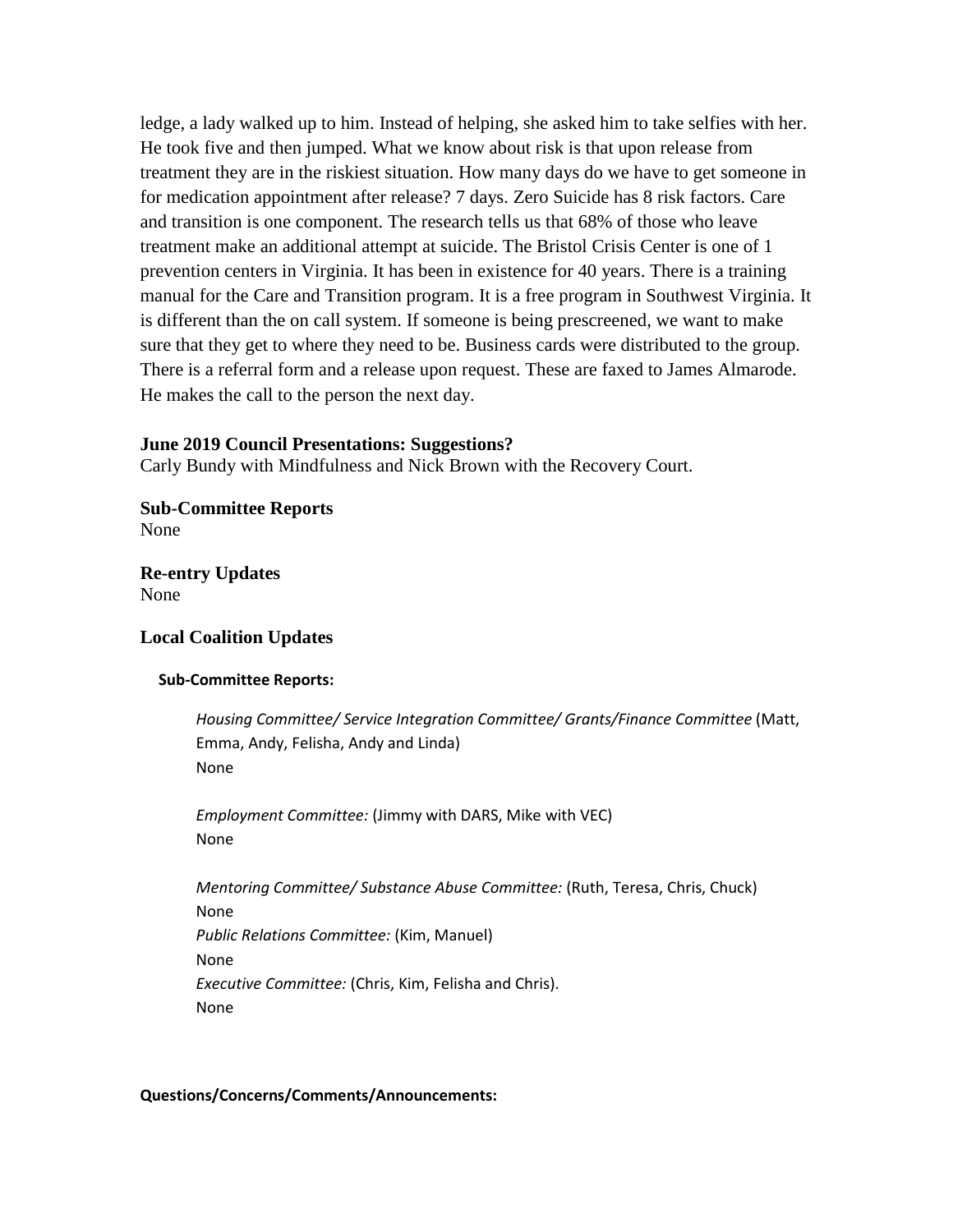ledge, a lady walked up to him. Instead of helping, she asked him to take selfies with her. He took five and then jumped. What we know about risk is that upon release from treatment they are in the riskiest situation. How many days do we have to get someone in for medication appointment after release? 7 days. Zero Suicide has 8 risk factors. Care and transition is one component. The research tells us that 68% of those who leave treatment make an additional attempt at suicide. The Bristol Crisis Center is one of 1 prevention centers in Virginia. It has been in existence for 40 years. There is a training manual for the Care and Transition program. It is a free program in Southwest Virginia. It is different than the on call system. If someone is being prescreened, we want to make sure that they get to where they need to be. Business cards were distributed to the group. There is a referral form and a release upon request. These are faxed to James Almarode. He makes the call to the person the next day.

**June 2019 Council Presentations: Suggestions?**
Carly Bundy with Mindfulness and Nick Brown with the Recovery Court.

**Sub-Committee Reports**
None

**Re-entry Updates**
None

**Local Coalition Updates**

**Sub-Committee Reports:**

*Housing Committee/ Service Integration Committee/ Grants/Finance Committee* (Matt, Emma, Andy, Felisha, Andy and Linda)
None

*Employment Committee:* (Jimmy with DARS, Mike with VEC)
None

*Mentoring Committee/ Substance Abuse Committee:* (Ruth, Teresa, Chris, Chuck)
None
*Public Relations Committee:* (Kim, Manuel)
None
*Executive Committee:* (Chris, Kim, Felisha and Chris).
None

**Questions/Concerns/Comments/Announcements:**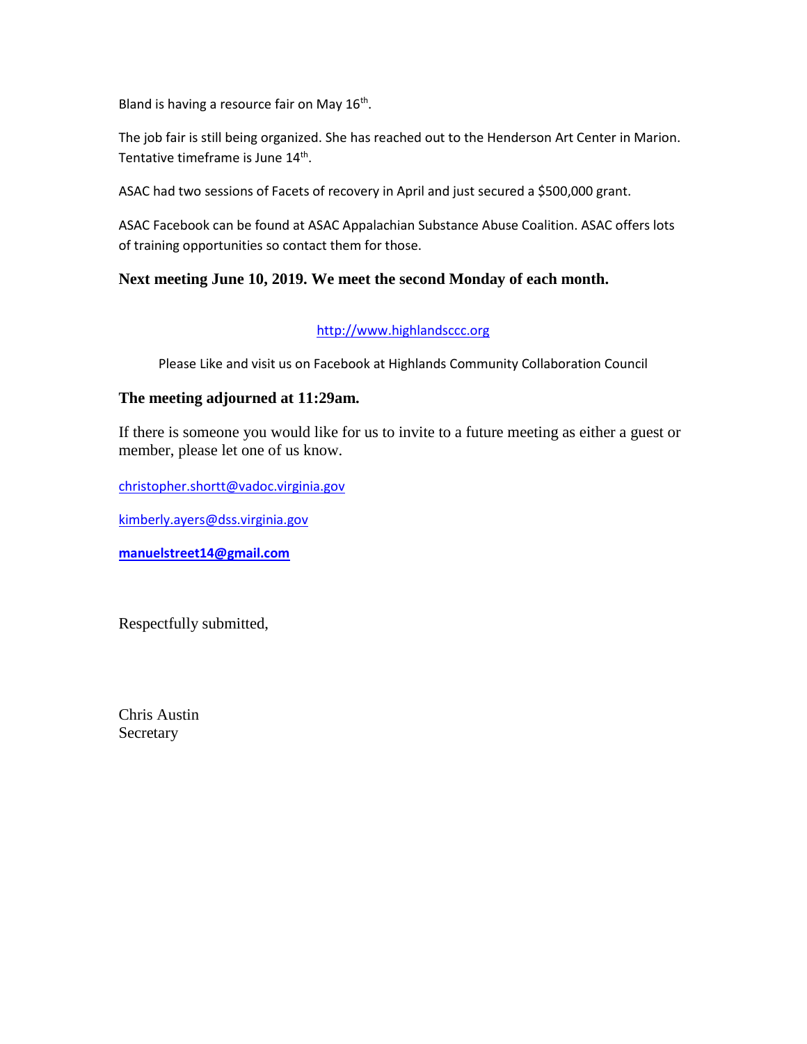Bland is having a resource fair on May 16th.

The job fair is still being organized. She has reached out to the Henderson Art Center in Marion. Tentative timeframe is June 14th.

ASAC had two sessions of Facets of recovery in April and just secured a $500,000 grant.

ASAC Facebook can be found at ASAC Appalachian Substance Abuse Coalition. ASAC offers lots of training opportunities so contact them for those.

**Next meeting June 10, 2019. We meet the second Monday of each month.**

http://www.highlandsccc.org

Please Like and visit us on Facebook at Highlands Community Collaboration Council

**The meeting adjourned at 11:29am.**

If there is someone you would like for us to invite to a future meeting as either a guest or member, please let one of us know.

christopher.shortt@vadoc.virginia.gov

kimberly.ayers@dss.virginia.gov

**manuelstreet14@gmail.com**

Respectfully submitted,

Chris Austin
Secretary